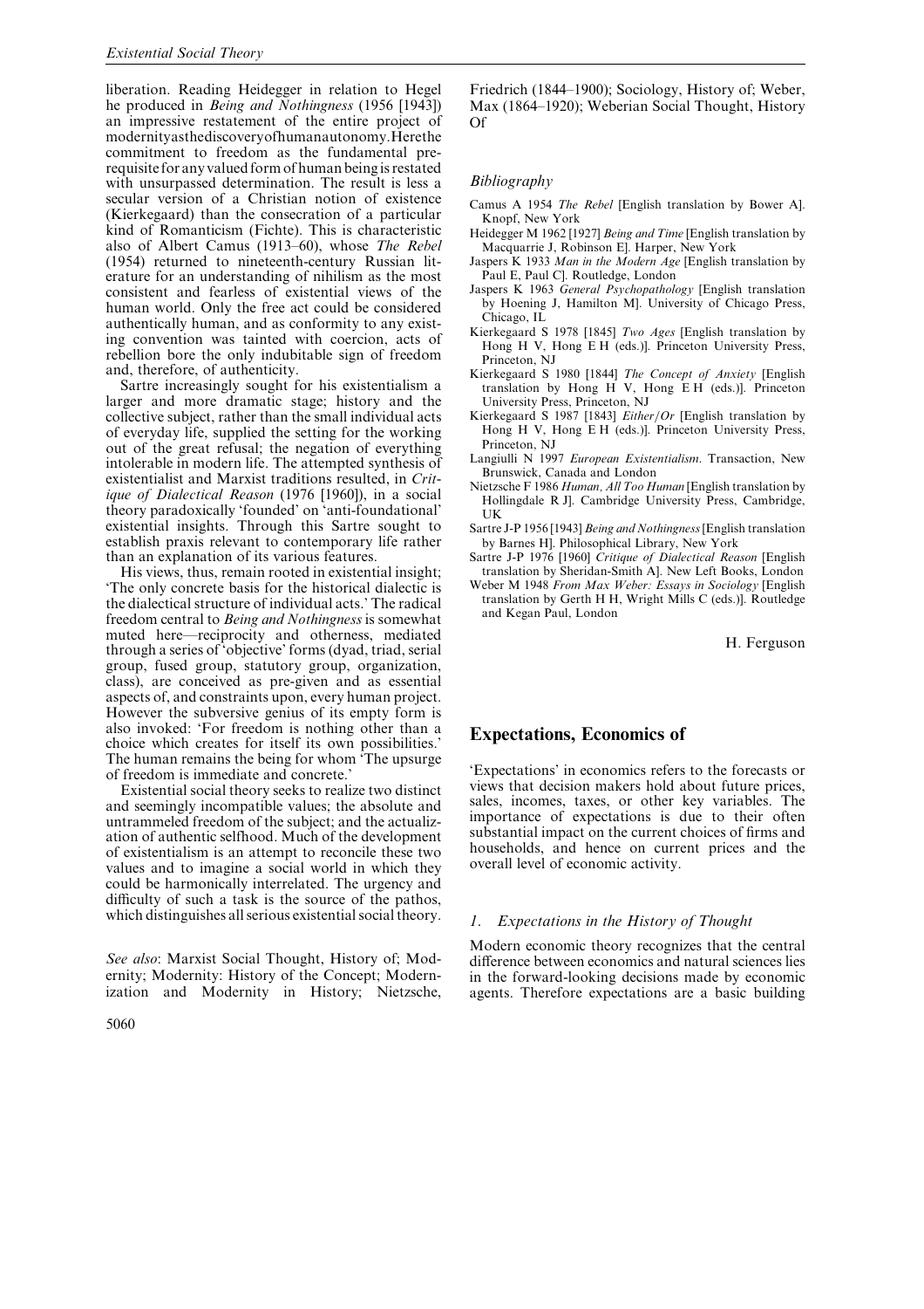liberation. Reading Heidegger in relation to Hegel he produced in *Being and Nothingness* (1956 [1943]) an impressive restatement of the entire project of modernity as the discovery of human autonomy. Here the commitment to freedom as the fundamental prerequisite for any valued form of human being is restated with unsurpassed determination. The result is less a secular version of a Christian notion of existence (Kierkegaard) than the consecration of a particular kind of Romanticism (Fichte). This is characteristic also of Albert Camus (1913–60), whose *The Rebel* (1954) returned to nineteenth-century Russian literature for an understanding of nihilism as the most consistent and fearless of existential views of the human world. Only the free act could be considered authentically human, and as conformity to any existing convention was tainted with coercion, acts of rebellion bore the only indubitable sign of freedom and, therefore, of authenticity.

Sartre increasingly sought for his existentialism a larger and more dramatic stage; history and the collective subject, rather than the small individual acts of everyday life, supplied the setting for the working out of the great refusal; the negation of everything intolerable in modern life. The attempted synthesis of existentialist and Marxist traditions resulted, in *Critique of Dialectical Reason* (1976 [1960]), in a social theory paradoxically 'founded' on 'anti-foundational' existential insights. Through this Sartre sought to establish praxis relevant to contemporary life rather than an explanation of its various features.

His views, thus, remain rooted in existential insight; 'The only concrete basis for the historical dialectic is the dialectical structure of individual acts.' The radical freedom central to *Being and Nothingness* is somewhat muted here—reciprocity and otherness, mediated through a series of 'objective' forms (dyad, triad, serial group, fused group, statutory group, organization, class), are conceived as pre-given and as essential aspects of, and constraints upon, every human project. However the subversive genius of its empty form is also invoked: 'For freedom is nothing other than a choice which creates for itself its own possibilities.' The human remains the being for whom 'The upsurge of freedom is immediate and concrete.'

Existential social theory seeks to realize two distinct and seemingly incompatible values; the absolute and untrammeled freedom of the subject; and the actualization of authentic selfhood. Much of the development of existentialism is an attempt to reconcile these two values and to imagine a social world in which they could be harmonically interrelated. The urgency and difficulty of such a task is the source of the pathos, which distinguishes all serious existential social theory.

*See also*: Marxist Social Thought, History of; Modernity; Modernity: History of the Concept; Modernization and Modernity in History; Nietzsche, Friedrich (1844–1900); Sociology, History of; Weber, Max (1864–1920); Weberian Social Thought, History Of

## Bibliography

- Camus A 1954 *The Rebel* [English translation by Bower A]. Knopf, New York
- Heidegger M 1962 [1927] *Being and Time* [English translation by Macquarrie J, Robinson E]. Harper, New York
- Jaspers K 1933 *Man in the Modern Age* [English translation by Paul E, Paul C]. Routledge, London
- Jaspers K 1963 *General Psychopathology* [English translation by Hoening J, Hamilton M]. University of Chicago Press, Chicago, IL
- Kierkegaard S 1978 [1845] *Two Ages* [English translation by Hong H V, Hong E H (eds.)]. Princeton University Press, Princeton, NJ
- Kierkegaard S 1980 [1844] *The Concept of Anxiety* [English translation by Hong H V, Hong E H (eds.)]. Princeton University Press, Princeton, NJ
- Kierkegaard S 1987 [1843] *Either/Or* [English translation by Hong H V, Hong E H (eds.)]. Princeton University Press, Princeton, NJ
- Langiulli N 1997 *European Existentialism*. Transaction, New Brunswick, Canada and London
- Nietzsche F 1986 *Human, All Too Human* [English translation by Hollingdale R J]. Cambridge University Press, Cambridge, UK
- Sartre J-P 1956 [1943] *Being and Nothingness* [English translation by Barnes H]. Philosophical Library, New York
- Sartre J-P 1976 [1960] *Critique of Dialectical Reason* [English translation by Sheridan-Smith A]. New Left Books, London
- Weber M 1948 *From Max Weber: Essays in Sociology* [English translation by Gerth H H, Wright Mills C (eds.)]. Routledge and Kegan Paul, London

H. Ferguson

# Expectations, Economics of

'Expectations' in economics refers to the forecasts or views that decision makers hold about future prices, sales, incomes, taxes, or other key variables. The importance of expectations is due to their often substantial impact on the current choices of firms and households, and hence on current prices and the overall level of economic activity.

## 1. Expectations in the History of Thought

Modern economic theory recognizes that the central difference between economics and natural sciences lies in the forward-looking decisions made by economic agents. Therefore expectations are a basic building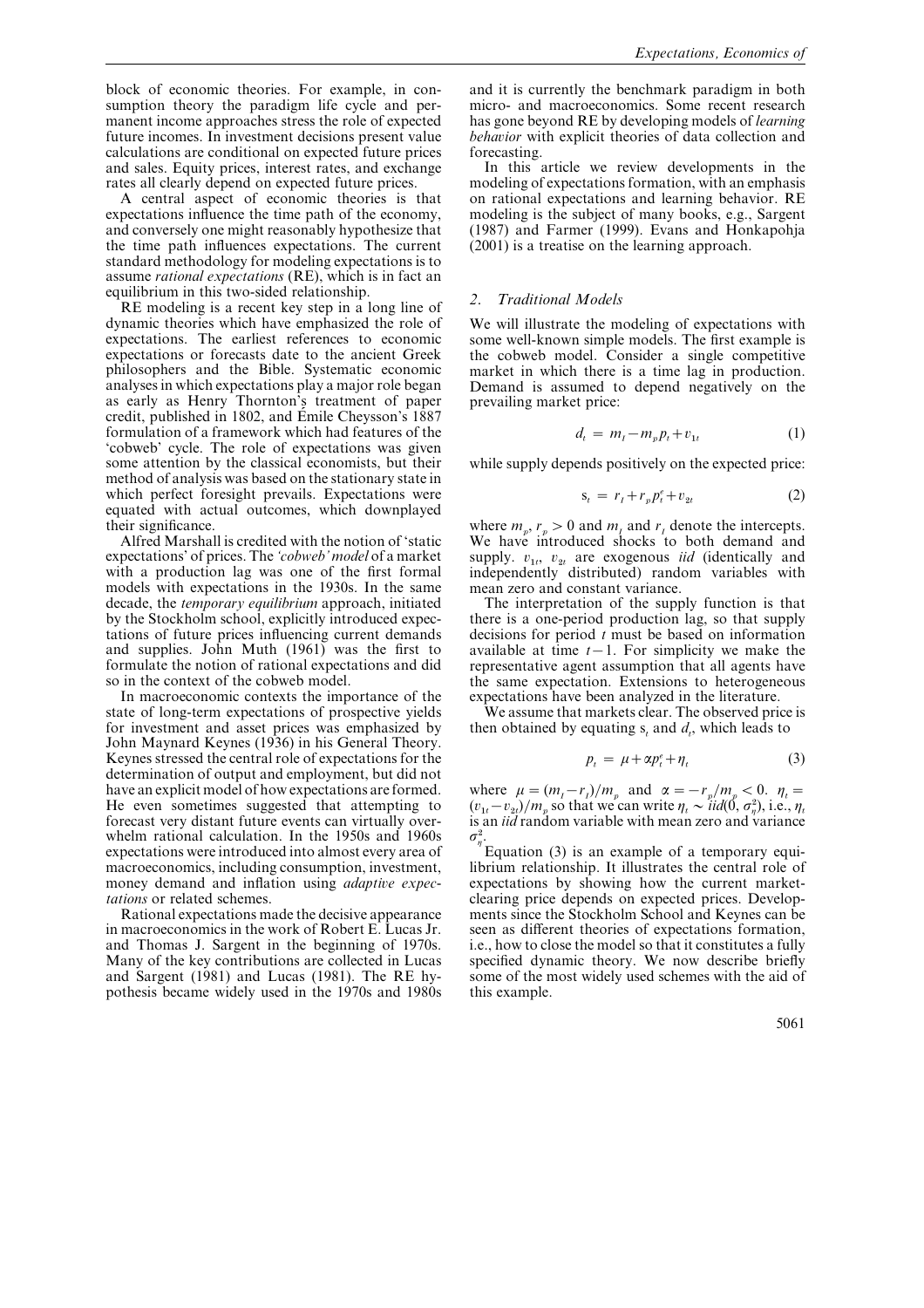block of economic theories. For example, in consumption theory the paradigm life cycle and permanent income approaches stress the role of expected future incomes. In investment decisions present value calculations are conditional on expected future prices and sales. Equity prices, interest rates, and exchange rates all clearly depend on expected future prices.

A central aspect of economic theories is that expectations influence the time path of the economy, and conversely one might reasonably hypothesize that the time path influences expectations. The current standard methodology for modeling expectations is to assume *rational expectations* (RE), which is in fact an equilibrium in this two-sided relationship.

RE modeling is a recent key step in a long line of dynamic theories which have emphasized the role of expectations. The earliest references to economic expectations or forecasts date to the ancient Greek philosophers and the Bible. Systematic economic analyses in which expectations play a major role began as early as Henry Thornton's treatment of paper credit, published in 1802, and Émile Cheysson's 1887 formulation of a framework which had features of the 'cobweb' cycle. The role of expectations was given some attention by the classical economists, but their method of analysis was based on the stationary state in which perfect foresight prevails. Expectations were equated with actual outcomes, which downplayed their significance.

Alfred Marshall is credited with the notion of 'static expectations' of prices. The *'cobweb' model* of a market with a production lag was one of the first formal models with expectations in the 1930s. In the same decade, the *temporary equilibrium* approach, initiated by the Stockholm school, explicitly introduced expectations of future prices influencing current demands and supplies. John Muth (1961) was the first to formulate the notion of rational expectations and did so in the context of the cobweb model.

In macroeconomic contexts the importance of the state of long-term expectations of prospective yields for investment and asset prices was emphasized by John Maynard Keynes (1936) in his General Theory. Keynes stressed the central role of expectations for the determination of output and employment, but did not have an explicit model of how expectations are formed. He even sometimes suggested that attempting to forecast very distant future events can virtually overwhelm rational calculation. In the 1950s and 1960s expectations were introduced into almost every area of macroeconomics, including consumption, investment, money demand and inflation using *adaptive expectations* or related schemes.

Rational expectations made the decisive appearance in macroeconomics in the work of Robert E. Lucas Jr. and Thomas J. Sargent in the beginning of 1970s. Many of the key contributions are collected in Lucas and Sargent (1981) and Lucas (1981). The RE hypothesis became widely used in the 1970s and 1980s and it is currently the benchmark paradigm in both micro- and macroeconomics. Some recent research has gone beyond RE by developing models of *learning behavior* with explicit theories of data collection and forecasting.

In this article we review developments in the modeling of expectations formation, with an emphasis on rational expectations and learning behavior. RE modeling is the subject of many books, e.g., Sargent (1987) and Farmer (1999). Evans and Honkapohja (2001) is a treatise on the learning approach.

## 2. Traditional Models

We will illustrate the modeling of expectations with some well-known simple models. The first example is the cobweb model. Consider a single competitive market in which there is a time lag in production. Demand is assumed to depend negatively on the prevailing market price:

$$d_t = m_I - m_p p_t + v_{1t} \tag{1}$$

while supply depends positively on the expected price:

$$s_t = r_I + r_p p_t^e + v_{2t} \tag{2}$$

where $m_p, r_p > 0$ and $m_I$ and $r_I$ denote the intercepts. We have introduced shocks to both demand and supply. $v_{1t}$, $v_{2t}$ are exogenous *iid* (identically and independently distributed) random variables with mean zero and constant variance.

The interpretation of the supply function is that there is a one-period production lag, so that supply decisions for period $t$ must be based on information available at time $t-1$. For simplicity we make the representative agent assumption that all agents have the same expectation. Extensions to heterogeneous expectations have been analyzed in the literature.

We assume that markets clear. The observed price is then obtained by equating $s_t$ and $d_t$, which leads to

$$p_t = \mu + \alpha p_t^e + \eta_t \tag{3}$$

where $\mu = (m_I - r_I)/m_p$ and $\alpha = -r_p/m_p < 0$. $\eta_t = (v_{1t} - v_{2t})/m_p$ so that we can write $\eta_t \sim iid(0, \sigma_\eta^2)$, i.e., $\eta_t$ is an *iid* random variable with mean zero and variance $\sigma_\eta^2$.

Equation (3) is an example of a temporary equilibrium relationship. It illustrates the central role of expectations by showing how the current market-clearing price depends on expected prices. Developments since the Stockholm School and Keynes can be seen as different theories of expectations formation, i.e., how to close the model so that it constitutes a fully specified dynamic theory. We now describe briefly some of the most widely used schemes with the aid of this example.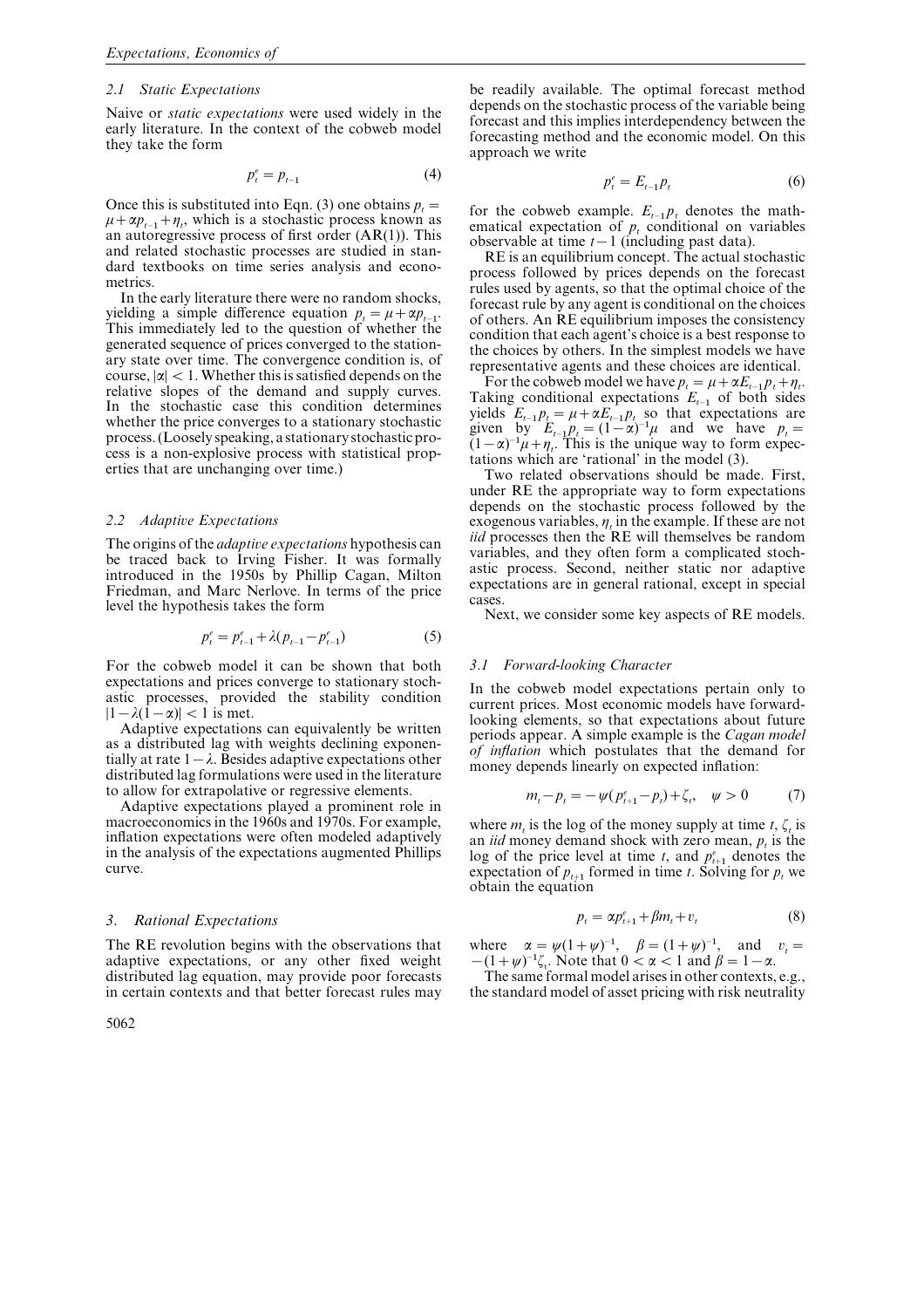### 2.1 Static Expectations

Naive or *static expectations* were used widely in the early literature. In the context of the cobweb model they take the form

$$p_t^e = p_{t-1} \tag{4}$$

Once this is substituted into Eqn. (3) one obtains $p_t = \mu + \alpha p_{t-1} + \eta_t$, which is a stochastic process known as an autoregressive process of first order (AR(1)). This and related stochastic processes are studied in standard textbooks on time series analysis and econometrics.

In the early literature there were no random shocks, yielding a simple difference equation $p_t = \mu + \alpha p_{t-1}$. This immediately led to the question of whether the generated sequence of prices converged to the stationary state over time. The convergence condition is, of course, $|\alpha| < 1$. Whether this is satisfied depends on the relative slopes of the demand and supply curves. In the stochastic case this condition determines whether the price converges to a stationary stochastic process. (Loosely speaking, a stationary stochastic process is a non-explosive process with statistical properties that are unchanging over time.)

### 2.2 Adaptive Expectations

The origins of the *adaptive expectations* hypothesis can be traced back to Irving Fisher. It was formally introduced in the 1950s by Phillip Cagan, Milton Friedman, and Marc Nerlove. In terms of the price level the hypothesis takes the form

$$p_t^e = p_{t-1}^e + \lambda(p_{t-1} - p_{t-1}^e) \tag{5}$$

For the cobweb model it can be shown that both expectations and prices converge to stationary stochastic processes, provided the stability condition $|1 - \lambda(1 - \alpha)| < 1$ is met.

Adaptive expectations can equivalently be written as a distributed lag with weights declining exponentially at rate $1 - \lambda$. Besides adaptive expectations other distributed lag formulations were used in the literature to allow for extrapolative or regressive elements.

Adaptive expectations played a prominent role in macroeconomics in the 1960s and 1970s. For example, inflation expectations were often modeled adaptively in the analysis of the expectations augmented Phillips curve.

## 3. Rational Expectations

The RE revolution begins with the observations that adaptive expectations, or any other fixed weight distributed lag equation, may provide poor forecasts in certain contexts and that better forecast rules may be readily available. The optimal forecast method depends on the stochastic process of the variable being forecast and this implies interdependency between the forecasting method and the economic model. On this approach we write

$$p_t^e = E_{t-1} p_t \tag{6}$$

for the cobweb example. $E_{t-1} p_t$ denotes the mathematical expectation of $p_t$ conditional on variables observable at time $t-1$ (including past data).

RE is an equilibrium concept. The actual stochastic process followed by prices depends on the forecast rules used by agents, so that the optimal choice of the forecast rule by any agent is conditional on the choices of others. An RE equilibrium imposes the consistency condition that each agent's choice is a best response to the choices by others. In the simplest models we have representative agents and these choices are identical.

For the cobweb model we have $p_t = \mu + \alpha E_{t-1} p_t + \eta_t$. Taking conditional expectations $E_{t-1}$ of both sides yields $E_{t-1} p_t = \mu + \alpha E_{t-1} p_t$ so that expectations are given by $E_{t-1} p_t = (1-\alpha)^{-1} \mu$ and we have $p_t = (1-\alpha)^{-1}\mu + \eta_t$. This is the unique way to form expectations which are 'rational' in the model (3).

Two related observations should be made. First, under RE the appropriate way to form expectations depends on the stochastic process followed by the exogenous variables, $\eta_t$ in the example. If these are not *iid* processes then the RE will themselves be random variables, and they often form a complicated stochastic process. Second, neither static nor adaptive expectations are in general rational, except in special cases.

Next, we consider some key aspects of RE models.

### 3.1 Forward-looking Character

In the cobweb model expectations pertain only to current prices. Most economic models have forward-looking elements, so that expectations about future periods appear. A simple example is the *Cagan model of inflation* which postulates that the demand for money depends linearly on expected inflation:

$$m_t - p_t = -\psi(p_{t+1}^e - p_t) + \zeta_t, \quad \psi > 0 \tag{7}$$

where $m_t$ is the log of the money supply at time $t$, $\zeta_t$ is an *iid* money demand shock with zero mean, $p_t$ is the log of the price level at time $t$, and $p_{t+1}^e$ denotes the expectation of $p_{t+1}$ formed in time $t$. Solving for $p_t$ we obtain the equation

$$p_t = \alpha p_{t+1}^e + \beta m_t + v_t \tag{8}$$

where $\alpha = \psi(1+\psi)^{-1}$, $\beta = (1+\psi)^{-1}$, and $v_t = -(1+\psi)^{-1}\zeta_t$. Note that $0 < \alpha < 1$ and $\beta = 1 - \alpha$.

The same formal model arises in other contexts, e.g., the standard model of asset pricing with risk neutrality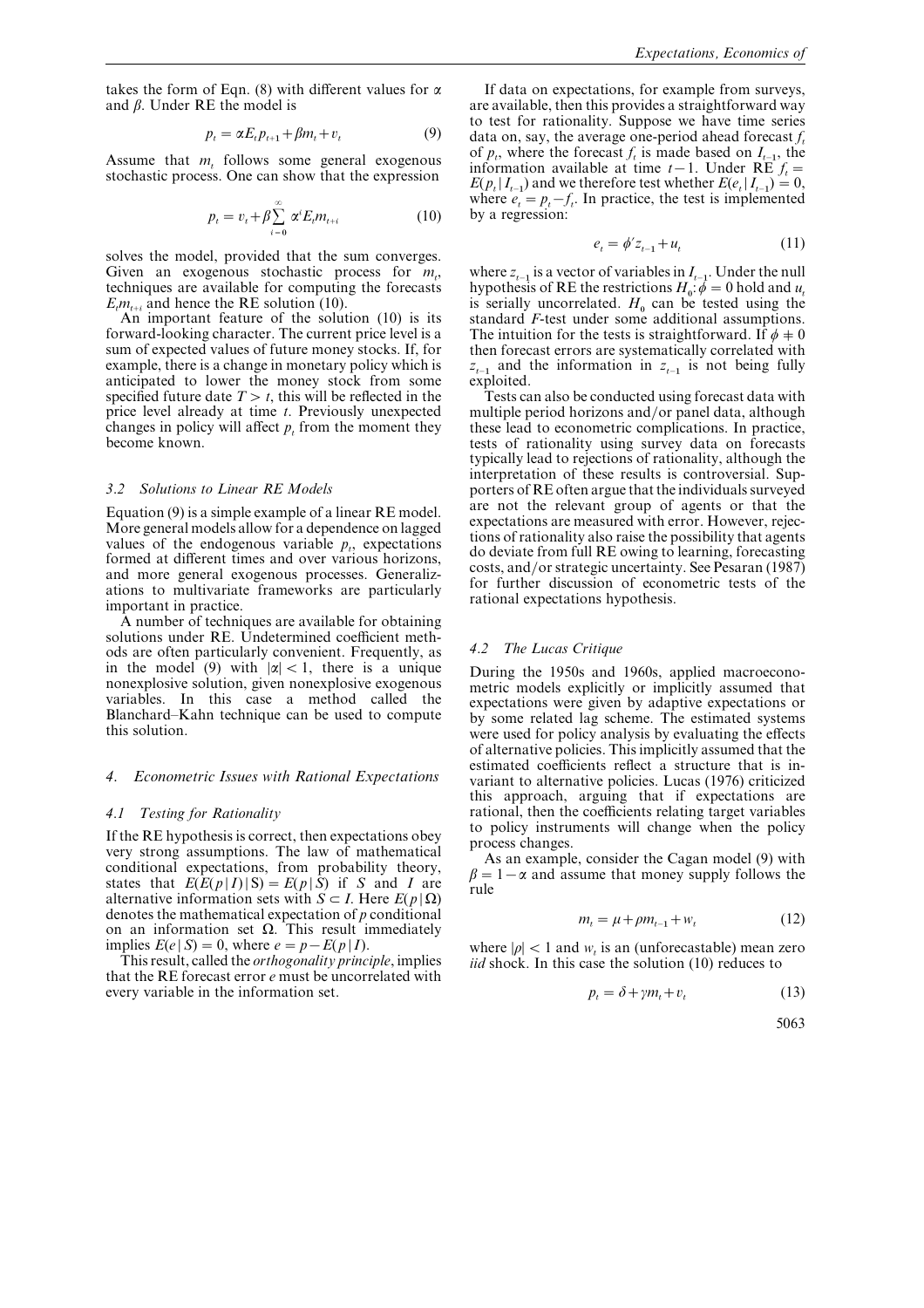takes the form of Eqn. (8) with different values for $\alpha$ and $\beta$. Under RE the model is

$$p_t = \alpha E_t p_{t+1} + \beta m_t + v_t \tag{9}$$

Assume that $m_t$ follows some general exogenous stochastic process. One can show that the expression

$$p_t = v_t + \beta \sum_{i=0}^{\infty} \alpha^i E_t m_{t+i} \tag{10}$$

solves the model, provided that the sum converges. Given an exogenous stochastic process for $m_t$, techniques are available for computing the forecasts $E_t m_{t+i}$ and hence the RE solution (10).

An important feature of the solution (10) is its forward-looking character. The current price level is a sum of expected values of future money stocks. If, for example, there is a change in monetary policy which is anticipated to lower the money stock from some specified future date $T > t$, this will be reflected in the price level already at time $t$. Previously unexpected changes in policy will affect $p_t$ from the moment they become known.

### 3.2 Solutions to Linear RE Models

Equation (9) is a simple example of a linear RE model. More general models allow for a dependence on lagged values of the endogenous variable $p_t$, expectations formed at different times and over various horizons, and more general exogenous processes. Generalizations to multivariate frameworks are particularly important in practice.

A number of techniques are available for obtaining solutions under RE. Undetermined coefficient methods are often particularly convenient. Frequently, as in the model (9) with $|\alpha| < 1$, there is a unique nonexplosive solution, given nonexplosive exogenous variables. In this case a method called the Blanchard–Kahn technique can be used to compute this solution.

## 4. Econometric Issues with Rational Expectations

### 4.1 Testing for Rationality

If the RE hypothesis is correct, then expectations obey very strong assumptions. The law of mathematical conditional expectations, from probability theory, states that $E(E(p \mid I) \mid S) = E(p \mid S)$ if $S$ and $I$ are alternative information sets with $S \subset I$. Here $E(p \mid \Omega)$ denotes the mathematical expectation of $p$ conditional on an information set $\Omega$. This result immediately implies $E(e \mid S) = 0$, where $e = p - E(p \mid I)$.

This result, called the *orthogonality principle*, implies that the RE forecast error $e$ must be uncorrelated with every variable in the information set.

If data on expectations, for example from surveys, are available, then this provides a straightforward way to test for rationality. Suppose we have time series data on, say, the average one-period ahead forecast $f_t$ of $p_t$, where the forecast $f_t$ is made based on $I_{t-1}$, the information available at time $t-1$. Under RE $f_t = E(p_t \mid I_{t-1})$ and we therefore test whether $E(e_t \mid I_{t-1}) = 0$, where $e_t = p_t - f_t$. In practice, the test is implemented by a regression:

$$e_t = \phi' z_{t-1} + u_t \tag{11}$$

where $z_{t-1}$ is a vector of variables in $I_{t-1}$. Under the null hypothesis of RE the restrictions $H_0: \phi = 0$ hold and $u_t$ is serially uncorrelated. $H_0$ can be tested using the standard $F$-test under some additional assumptions. The intuition for the tests is straightforward. If $\phi \neq 0$ then forecast errors are systematically correlated with $z_{t-1}$ and the information in $z_{t-1}$ is not being fully exploited.

Tests can also be conducted using forecast data with multiple period horizons and/or panel data, although these lead to econometric complications. In practice, tests of rationality using survey data on forecasts typically lead to rejections of rationality, although the interpretation of these results is controversial. Supporters of RE often argue that the individuals surveyed are not the relevant group of agents or that the expectations are measured with error. However, rejections of rationality also raise the possibility that agents do deviate from full RE owing to learning, forecasting costs, and/or strategic uncertainty. See Pesaran (1987) for further discussion of econometric tests of the rational expectations hypothesis.

### 4.2 The Lucas Critique

During the 1950s and 1960s, applied macroeconometric models explicitly or implicitly assumed that expectations were given by adaptive expectations or by some related lag scheme. The estimated systems were used for policy analysis by evaluating the effects of alternative policies. This implicitly assumed that the estimated coefficients reflect a structure that is invariant to alternative policies. Lucas (1976) criticized this approach, arguing that if expectations are rational, then the coefficients relating target variables to policy instruments will change when the policy process changes.

As an example, consider the Cagan model (9) with $\beta = 1 - \alpha$ and assume that money supply follows the rule

$$m_t = \mu + \rho m_{t-1} + w_t \tag{12}$$

where $|\rho| < 1$ and $w_t$ is an (unforecastable) mean zero *iid* shock. In this case the solution (10) reduces to

$$p_t = \delta + \gamma m_t + v_t \tag{13}$$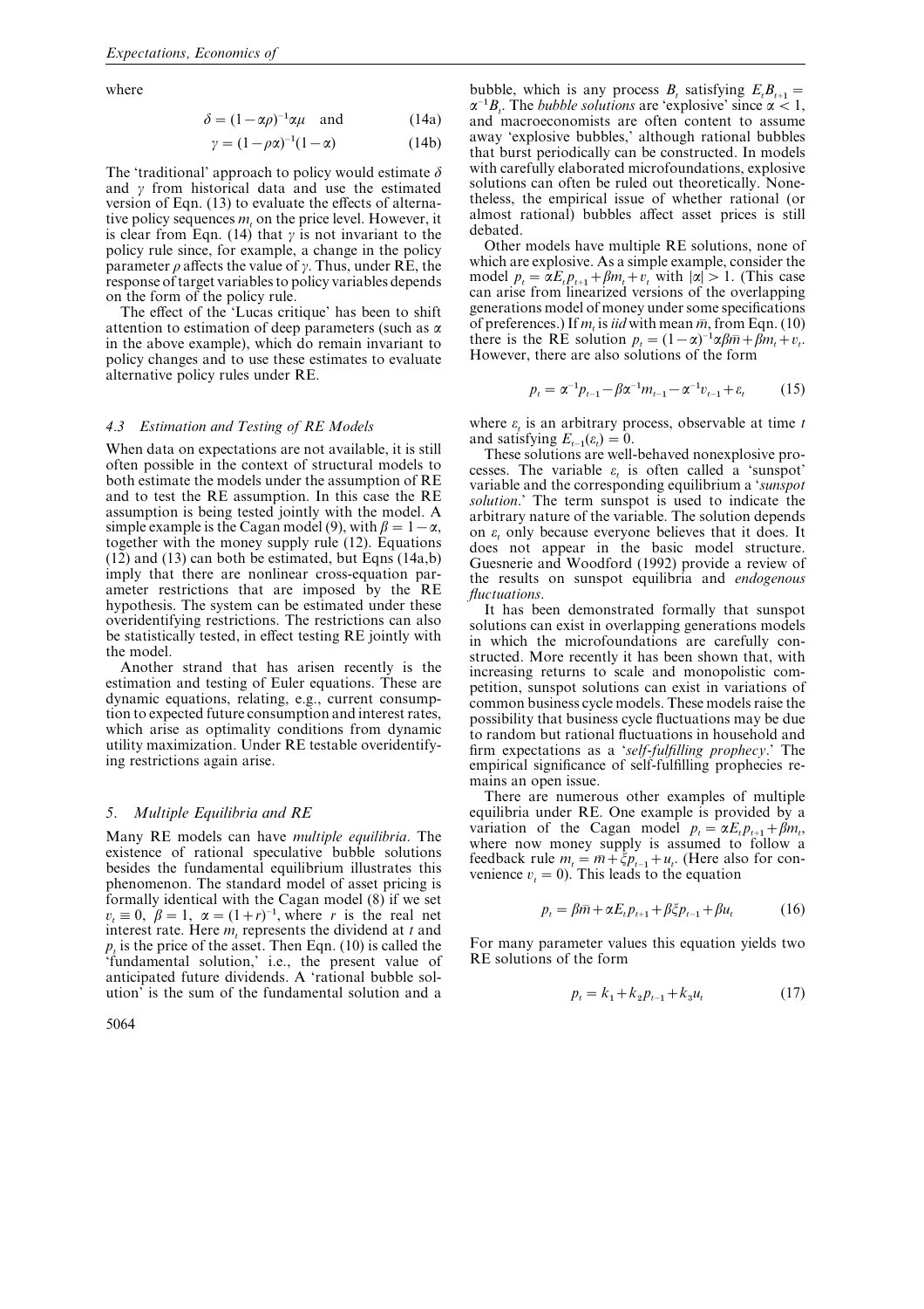where

$$\delta = (1-\alpha\rho)^{-1}\alpha\mu \quad \text{and} \tag{14a}$$

$$\gamma = (1-\rho\alpha)^{-1}(1-\alpha) \tag{14b}$$

The 'traditional' approach to policy would estimate $\delta$ and $\gamma$ from historical data and use the estimated version of Eqn. (13) to evaluate the effects of alternative policy sequences $m_t$ on the price level. However, it is clear from Eqn. (14) that $\gamma$ is not invariant to the policy rule since, for example, a change in the policy parameter $\rho$ affects the value of $\gamma$. Thus, under RE, the response of target variables to policy variables depends on the form of the policy rule.

The effect of the 'Lucas critique' has been to shift attention to estimation of deep parameters (such as $\alpha$ in the above example), which do remain invariant to policy changes and to use these estimates to evaluate alternative policy rules under RE.

### 4.3 Estimation and Testing of RE Models

When data on expectations are not available, it is still often possible in the context of structural models to both estimate the models under the assumption of RE and to test the RE assumption. In this case the RE assumption is being tested jointly with the model. A simple example is the Cagan model (9), with $\beta = 1-\alpha$, together with the money supply rule (12). Equations (12) and (13) can both be estimated, but Eqns (14a,b) imply that there are nonlinear cross-equation parameter restrictions that are imposed by the RE hypothesis. The system can be estimated under these overidentifying restrictions. The restrictions can also be statistically tested, in effect testing RE jointly with the model.

Another strand that has arisen recently is the estimation and testing of Euler equations. These are dynamic equations, relating, e.g., current consumption to expected future consumption and interest rates, which arise as optimality conditions from dynamic utility maximization. Under RE testable overidentifying restrictions again arise.

## 5. Multiple Equilibria and RE

Many RE models can have *multiple equilibria*. The existence of rational speculative bubble solutions besides the fundamental equilibrium illustrates this phenomenon. The standard model of asset pricing is formally identical with the Cagan model (8) if we set $v_t \equiv 0$, $\beta = 1$, $\alpha = (1+r)^{-1}$, where $r$ is the real net interest rate. Here $m_t$ represents the dividend at $t$ and $p_t$ is the price of the asset. Then Eqn. (10) is called the 'fundamental solution,' i.e., the present value of anticipated future dividends. A 'rational bubble solution' is the sum of the fundamental solution and a bubble, which is any process $B_t$ satisfying $E_tB_{t+1} = \alpha^{-1}B_t$. The *bubble solutions* are 'explosive' since $\alpha < 1$, and macroeconomists are often content to assume away 'explosive bubbles,' although rational bubbles that burst periodically can be constructed. In models with carefully elaborated microfoundations, explosive solutions can often be ruled out theoretically. Nonetheless, the empirical issue of whether rational (or almost rational) bubbles affect asset prices is still debated.

Other models have multiple RE solutions, none of which are explosive. As a simple example, consider the model $p_t = \alpha E_t p_{t+1} + \beta m_t + v_t$ with $|\alpha| > 1$. (This case can arise from linearized versions of the overlapping generations model of money under some specifications of preferences.) If $m_t$ is *iid* with mean $\bar{m}$, from Eqn. (10) there is the RE solution $p_t = (1-\alpha)^{-1}\alpha\beta\bar{m} + \beta m_t + v_t$. However, there are also solutions of the form

$$p_t = \alpha^{-1}p_{t-1} - \beta\alpha^{-1}m_{t-1} - \alpha^{-1}v_{t-1} + \varepsilon_t \tag{15}$$

where $\varepsilon_t$ is an arbitrary process, observable at time $t$ and satisfying $E_{t-1}(\varepsilon_t) = 0$.

These solutions are well-behaved nonexplosive processes. The variable $\varepsilon_t$ is often called a 'sunspot' variable and the corresponding equilibrium a '*sunspot solution*.' The term sunspot is used to indicate the arbitrary nature of the variable. The solution depends on $\varepsilon_t$ only because everyone believes that it does. It does not appear in the basic model structure. Guesnerie and Woodford (1992) provide a review of the results on sunspot equilibria and *endogenous fluctuations*.

It has been demonstrated formally that sunspot solutions can exist in overlapping generations models in which the microfoundations are carefully constructed. More recently it has been shown that, with increasing returns to scale and monopolistic competition, sunspot solutions can exist in variations of common business cycle models. These models raise the possibility that business cycle fluctuations may be due to random but rational fluctuations in household and firm expectations as a '*self-fulfilling prophecy*.' The empirical significance of self-fulfilling prophecies remains an open issue.

There are numerous other examples of multiple equilibria under RE. One example is provided by a variation of the Cagan model $p_t = \alpha E_t p_{t+1} + \beta m_t$, where now money supply is assumed to follow a feedback rule $m_t = \bar{m} + \xi p_{t-1} + u_t$. (Here also for convenience $v_t = 0$). This leads to the equation

$$p_t = \beta\bar{m} + \alpha E_t p_{t+1} + \beta\xi p_{t-1} + \beta u_t \tag{16}$$

For many parameter values this equation yields two RE solutions of the form

$$p_t = k_1 + k_2 p_{t-1} + k_3 u_t \tag{17}$$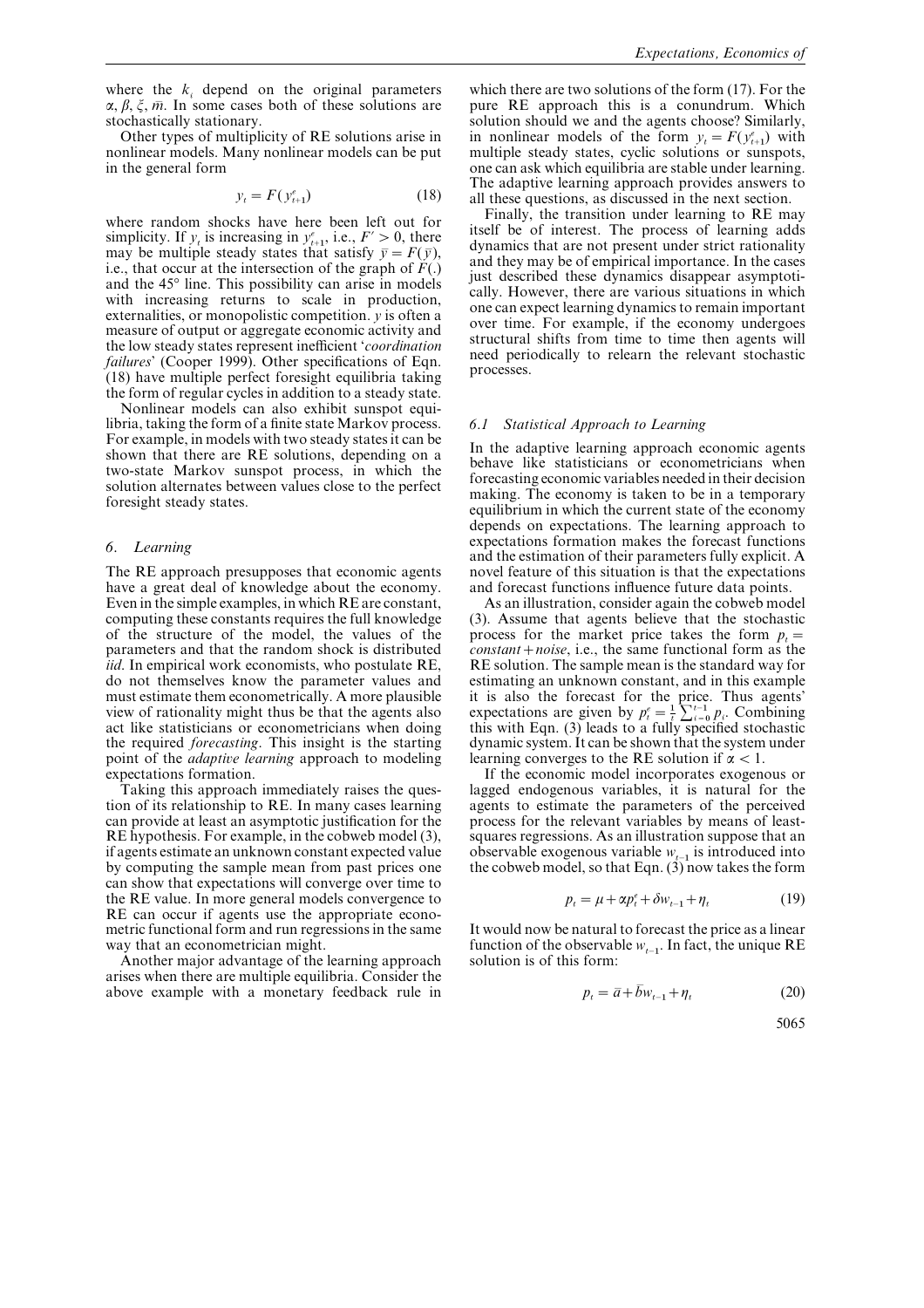where the $k_i$ depend on the original parameters $\alpha, \beta, \xi, \bar{m}$. In some cases both of these solutions are stochastically stationary.

Other types of multiplicity of RE solutions arise in nonlinear models. Many nonlinear models can be put in the general form

$$y_t = F(y^e_{t+1}) \tag{18}$$

where random shocks have here been left out for simplicity. If $y_t$ is increasing in $y^e_{t+1}$, i.e., $F' > 0$, there may be multiple steady states that satisfy $\bar{y} = F(\bar{y})$, i.e., that occur at the intersection of the graph of $F(.)$ and the 45° line. This possibility can arise in models with increasing returns to scale in production, externalities, or monopolistic competition. $y$ is often a measure of output or aggregate economic activity and the low steady states represent inefficient '*coordination failures*' (Cooper 1999). Other specifications of Eqn. (18) have multiple perfect foresight equilibria taking the form of regular cycles in addition to a steady state.

Nonlinear models can also exhibit sunspot equilibria, taking the form of a finite state Markov process. For example, in models with two steady states it can be shown that there are RE solutions, depending on a two-state Markov sunspot process, in which the solution alternates between values close to the perfect foresight steady states.

## 6. Learning

The RE approach presupposes that economic agents have a great deal of knowledge about the economy. Even in the simple examples, in which RE are constant, computing these constants requires the full knowledge of the structure of the model, the values of the parameters and that the random shock is distributed *iid*. In empirical work economists, who postulate RE, do not themselves know the parameter values and must estimate them econometrically. A more plausible view of rationality might thus be that the agents also act like statisticians or econometricians when doing the required *forecasting*. This insight is the starting point of the *adaptive learning* approach to modeling expectations formation.

Taking this approach immediately raises the question of its relationship to RE. In many cases learning can provide at least an asymptotic justification for the RE hypothesis. For example, in the cobweb model (3), if agents estimate an unknown constant expected value by computing the sample mean from past prices one can show that expectations will converge over time to the RE value. In more general models convergence to RE can occur if agents use the appropriate econometric functional form and run regressions in the same way that an econometrician might.

Another major advantage of the learning approach arises when there are multiple equilibria. Consider the above example with a monetary feedback rule in which there are two solutions of the form (17). For the pure RE approach this is a conundrum. Which solution should we and the agents choose? Similarly, in nonlinear models of the form $y_t = F(y^e_{t+1})$ with multiple steady states, cyclic solutions or sunspots, one can ask which equilibria are stable under learning. The adaptive learning approach provides answers to all these questions, as discussed in the next section.

Finally, the transition under learning to RE may itself be of interest. The process of learning adds dynamics that are not present under strict rationality and they may be of empirical importance. In the cases just described these dynamics disappear asymptotically. However, there are various situations in which one can expect learning dynamics to remain important over time. For example, if the economy undergoes structural shifts from time to time then agents will need periodically to relearn the relevant stochastic processes.

### 6.1 *Statistical Approach to Learning*

In the adaptive learning approach economic agents behave like statisticians or econometricians when forecasting economic variables needed in their decision making. The economy is taken to be in a temporary equilibrium in which the current state of the economy depends on expectations. The learning approach to expectations formation makes the forecast functions and the estimation of their parameters fully explicit. A novel feature of this situation is that the expectations and forecast functions influence future data points.

As an illustration, consider again the cobweb model (3). Assume that agents believe that the stochastic process for the market price takes the form $p_t =$ *constant + noise*, i.e., the same functional form as the RE solution. The sample mean is the standard way for estimating an unknown constant, and in this example it is also the forecast for the price. Thus agents' expectations are given by $p^e_t = \frac{1}{t}\sum_{i=0}^{t-1} p_i$. Combining this with Eqn. (3) leads to a fully specified stochastic dynamic system. It can be shown that the system under learning converges to the RE solution if $\alpha < 1$.

If the economic model incorporates exogenous or lagged endogenous variables, it is natural for the agents to estimate the parameters of the perceived process for the relevant variables by means of least-squares regressions. As an illustration suppose that an observable exogenous variable $w_{t-1}$ is introduced into the cobweb model, so that Eqn. (3) now takes the form

$$p_t = \mu + \alpha p^e_t + \delta w_{t-1} + \eta_t \tag{19}$$

It would now be natural to forecast the price as a linear function of the observable $w_{t-1}$. In fact, the unique RE solution is of this form:

$$p_t = \bar{a} + \bar{b} w_{t-1} + \eta_t \tag{20}$$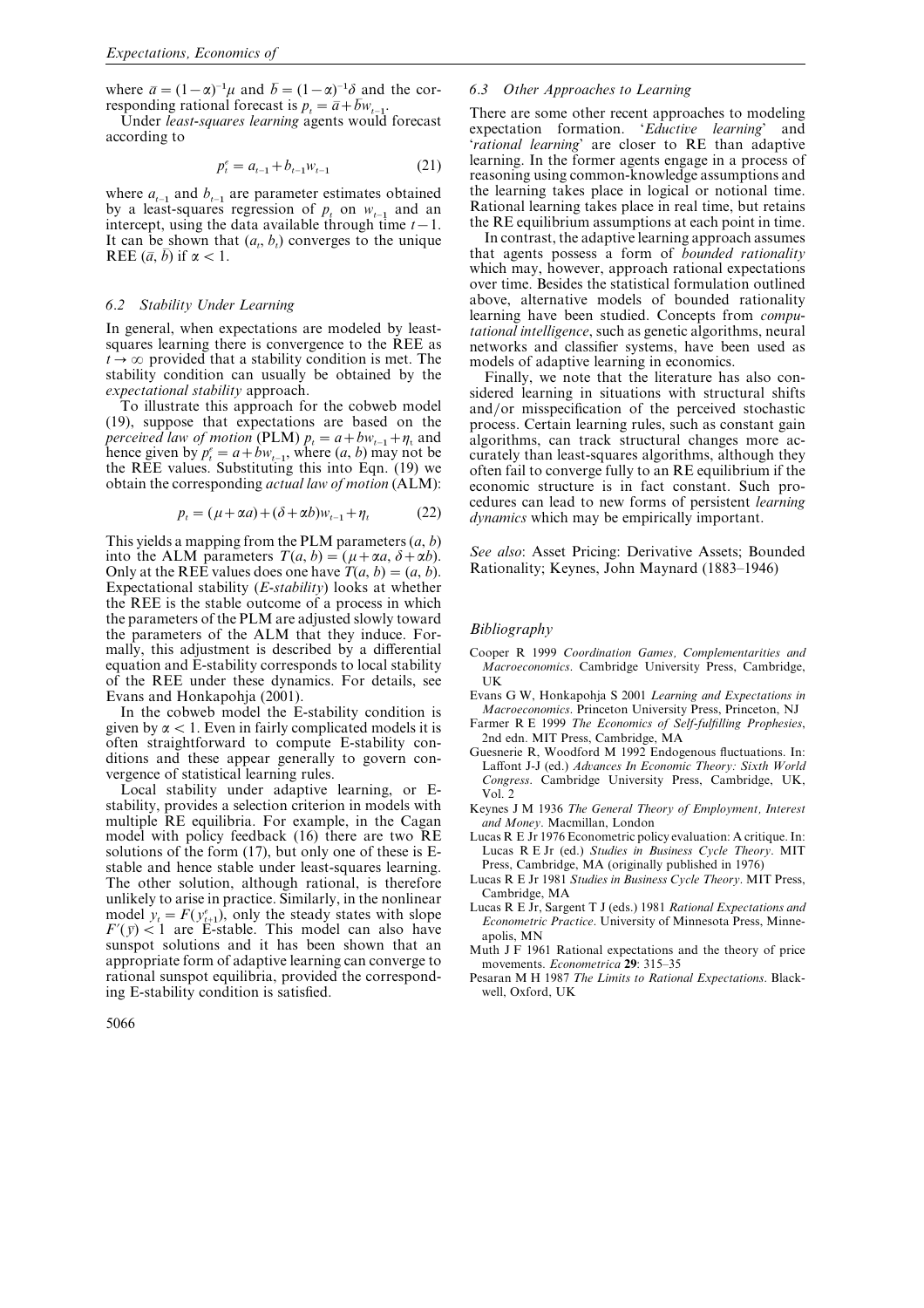where $\bar{a} = (1-\alpha)^{-1}\mu$ and $\bar{b} = (1-\alpha)^{-1}\delta$ and the corresponding rational forecast is $p_t = \bar{a} + \bar{b}w_{t-1}$.

Under *least-squares learning* agents would forecast according to

$$p_t^e = a_{t-1} + b_{t-1}w_{t-1} \tag{21}$$

where $a_{t-1}$ and $b_{t-1}$ are parameter estimates obtained by a least-squares regression of $p_t$ on $w_{t-1}$ and an intercept, using the data available through time $t-1$. It can be shown that $(a_t, b_t)$ converges to the unique REE $(\bar{a}, \bar{b})$ if $\alpha < 1$.

### 6.2 Stability Under Learning

In general, when expectations are modeled by least-squares learning there is convergence to the REE as $t \to \infty$ provided that a stability condition is met. The stability condition can usually be obtained by the *expectational stability* approach.

To illustrate this approach for the cobweb model (19), suppose that expectations are based on the *perceived law of motion* (PLM) $p_t = a + bw_{t-1} + \eta_t$ and hence given by $p_t^e = a + bw_{t-1}$, where $(a, b)$ may not be the REE values. Substituting this into Eqn. (19) we obtain the corresponding *actual law of motion* (ALM):

$$p_t = (\mu + \alpha a) + (\delta + \alpha b)w_{t-1} + \eta_t \tag{22}$$

This yields a mapping from the PLM parameters $(a, b)$ into the ALM parameters $T(a, b) = (\mu + \alpha a, \delta + \alpha b)$. Only at the REE values does one have $T(a, b) = (a, b)$. Expectational stability (*E-stability*) looks at whether the REE is the stable outcome of a process in which the parameters of the PLM are adjusted slowly toward the parameters of the ALM that they induce. Formally, this adjustment is described by a differential equation and E-stability corresponds to local stability of the REE under these dynamics. For details, see Evans and Honkapohja (2001).

In the cobweb model the E-stability condition is given by $\alpha < 1$. Even in fairly complicated models it is often straightforward to compute E-stability conditions and these appear generally to govern convergence of statistical learning rules.

Local stability under adaptive learning, or E-stability, provides a selection criterion in models with multiple RE equilibria. For example, in the Cagan model with policy feedback (16) there are two RE solutions of the form (17), but only one of these is E-stable and hence stable under least-squares learning. The other solution, although rational, is therefore unlikely to arise in practice. Similarly, in the nonlinear model $y_t = F(y_{t+1}^e)$, only the steady states with slope $F'(\bar{y}) < 1$ are E-stable. This model can also have sunspot solutions and it has been shown that an appropriate form of adaptive learning can converge to rational sunspot equilibria, provided the corresponding E-stability condition is satisfied.

### 6.3 Other Approaches to Learning

There are some other recent approaches to modeling expectation formation. '*Eductive learning*' and '*rational learning*' are closer to RE than adaptive learning. In the former agents engage in a process of reasoning using common-knowledge assumptions and the learning takes place in logical or notional time. Rational learning takes place in real time, but retains the RE equilibrium assumptions at each point in time.

In contrast, the adaptive learning approach assumes that agents possess a form of *bounded rationality* which may, however, approach rational expectations over time. Besides the statistical formulation outlined above, alternative models of bounded rationality learning have been studied. Concepts from *computational intelligence*, such as genetic algorithms, neural networks and classifier systems, have been used as models of adaptive learning in economics.

Finally, we note that the literature has also considered learning in situations with structural shifts and/or misspecification of the perceived stochastic process. Certain learning rules, such as constant gain algorithms, can track structural changes more accurately than least-squares algorithms, although they often fail to converge fully to an RE equilibrium if the economic structure is in fact constant. Such procedures can lead to new forms of persistent *learning dynamics* which may be empirically important.

*See also*: Asset Pricing: Derivative Assets; Bounded Rationality; Keynes, John Maynard (1883–1946)

## Bibliography

Cooper R 1999 *Coordination Games, Complementarities and Macroeconomics*. Cambridge University Press, Cambridge, UK

Evans G W, Honkapohja S 2001 *Learning and Expectations in Macroeconomics*. Princeton University Press, Princeton, NJ

Farmer R E 1999 *The Economics of Self-fulfilling Prophesies*, 2nd edn. MIT Press, Cambridge, MA

Guesnerie R, Woodford M 1992 Endogenous fluctuations. In: Laffont J-J (ed.) *Advances In Economic Theory: Sixth World Congress*. Cambridge University Press, Cambridge, UK, Vol. 2

Keynes J M 1936 *The General Theory of Employment, Interest and Money*. Macmillan, London

Lucas R E Jr 1976 Econometric policy evaluation: A critique. In: Lucas R E Jr (ed.) *Studies in Business Cycle Theory*. MIT Press, Cambridge, MA (originally published in 1976)

Lucas R E Jr 1981 *Studies in Business Cycle Theory*. MIT Press, Cambridge, MA

Lucas R E Jr, Sargent T J (eds.) 1981 *Rational Expectations and Econometric Practice*. University of Minnesota Press, Minneapolis, MN

Muth J F 1961 Rational expectations and the theory of price movements. *Econometrica* **29**: 315–35

Pesaran M H 1987 *The Limits to Rational Expectations*. Blackwell, Oxford, UK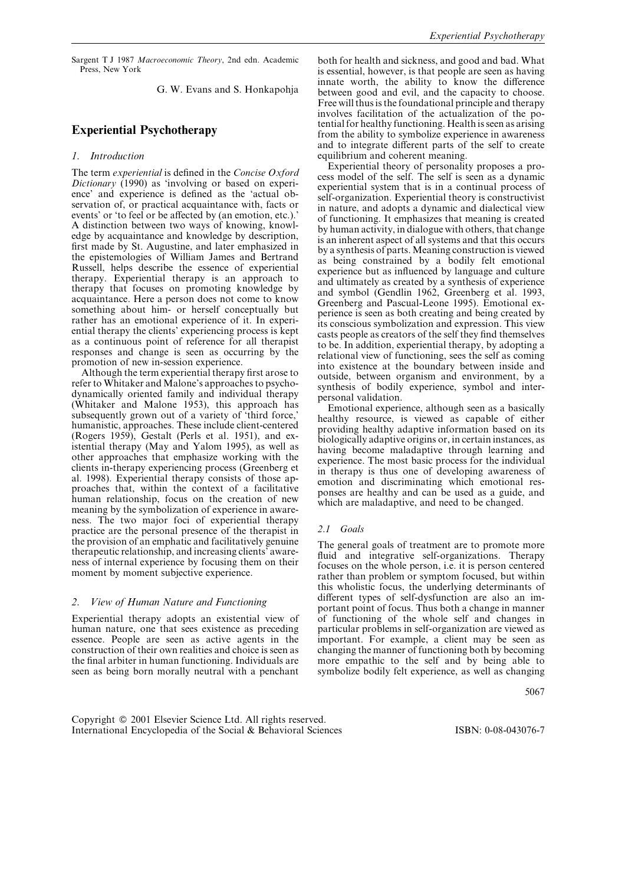Sargent T J 1987 *Macroeconomic Theory*, 2nd edn. Academic Press, New York

G. W. Evans and S. Honkapohja

# Experiential Psychotherapy

## 1. Introduction

The term *experiential* is defined in the *Concise Oxford Dictionary* (1990) as 'involving or based on experience' and experience is defined as the 'actual observation of, or practical acquaintance with, facts or events' or 'to feel or be affected by (an emotion, etc.).' A distinction between two ways of knowing, knowledge by acquaintance and knowledge by description, first made by St. Augustine, and later emphasized in the epistemologies of William James and Bertrand Russell, helps describe the essence of experiential therapy. Experiential therapy is an approach to therapy that focuses on promoting knowledge by acquaintance. Here a person does not come to know something about him- or herself conceptually but rather has an emotional experience of it. In experiential therapy the clients' experiencing process is kept as a continuous point of reference for all therapist responses and change is seen as occurring by the promotion of new in-session experience.

Although the term experiential therapy first arose to refer to Whitaker and Malone's approaches to psychodynamically oriented family and individual therapy (Whitaker and Malone 1953), this approach has subsequently grown out of a variety of 'third force,' humanistic, approaches. These include client-centered (Rogers 1959), Gestalt (Perls et al. 1951), and existential therapy (May and Yalom 1995), as well as other approaches that emphasize working with the clients in-therapy experiencing process (Greenberg et al. 1998). Experiential therapy consists of those approaches that, within the context of a facilitative human relationship, focus on the creation of new meaning by the symbolization of experience in awareness. The two major foci of experiential therapy practice are the personal presence of the therapist in the provision of an emphatic and facilitatively genuine therapeutic relationship, and increasing clients' awareness of internal experience by focusing them on their moment by moment subjective experience.

## 2. View of Human Nature and Functioning

Experiential therapy adopts an existential view of human nature, one that sees existence as preceding essence. People are seen as active agents in the construction of their own realities and choice is seen as the final arbiter in human functioning. Individuals are seen as being born morally neutral with a penchant both for health and sickness, and good and bad. What is essential, however, is that people are seen as having innate worth, the ability to know the difference between good and evil, and the capacity to choose. Free will thus is the foundational principle and therapy involves facilitation of the actualization of the potential for healthy functioning. Health is seen as arising from the ability to symbolize experience in awareness and to integrate different parts of the self to create equilibrium and coherent meaning.

Experiential theory of personality proposes a process model of the self. The self is seen as a dynamic experiential system that is in a continual process of self-organization. Experiential theory is constructivist in nature, and adopts a dynamic and dialectical view of functioning. It emphasizes that meaning is created by human activity, in dialogue with others, that change is an inherent aspect of all systems and that this occurs by a synthesis of parts. Meaning construction is viewed as being constrained by a bodily felt emotional experience but as influenced by language and culture and ultimately as created by a synthesis of experience and symbol (Gendlin 1962, Greenberg et al. 1993, Greenberg and Pascual-Leone 1995). Emotional experience is seen as both creating and being created by its conscious symbolization and expression. This view casts people as creators of the self they find themselves to be. In addition, experiential therapy, by adopting a relational view of functioning, sees the self as coming into existence at the boundary between inside and outside, between organism and environment, by a synthesis of bodily experience, symbol and interpersonal validation.

Emotional experience, although seen as a basically healthy resource, is viewed as capable of either providing healthy adaptive information based on its biologically adaptive origins or, in certain instances, as having become maladaptive through learning and experience. The most basic process for the individual in therapy is thus one of developing awareness of emotion and discriminating which emotional responses are healthy and can be used as a guide, and which are maladaptive, and need to be changed.

### 2.1 Goals

The general goals of treatment are to promote more fluid and integrative self-organizations. Therapy focuses on the whole person, i.e. it is person centered rather than problem or symptom focused, but within this wholistic focus, the underlying determinants of different types of self-dysfunction are also an important point of focus. Thus both a change in manner of functioning of the whole self and changes in particular problems in self-organization are viewed as important. For example, a client may be seen as changing the manner of functioning both by becoming more empathic to the self and by being able to symbolize bodily felt experience, as well as changing

Copyright © 2001 Elsevier Science Ltd. All rights reserved.
International Encyclopedia of the Social & Behavioral Sciences ISBN: 0-08-043076-7